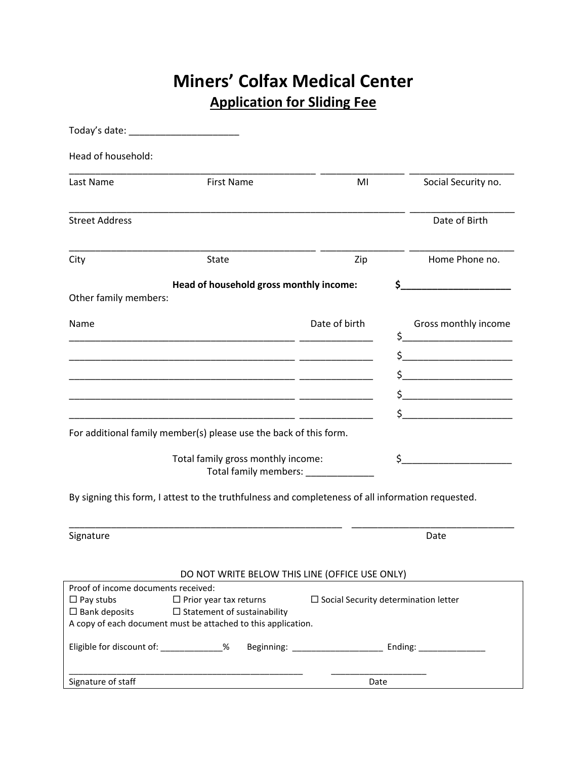# Miners' Colfax Medical Center

## Application for Sliding Fee

Today's date: ____________________

Head of household:

| Last Name | First Name | MI | Social Security no. |
|---|---|---|---|
| | | | |

| Street Address | Date of Birth |
|---|---|
| | |

| City | State | Zip | Home Phone no. |
|---|---|---|---|
| | | | |

**Head of household gross monthly income:** **$____________________**

Other family members:

| Name | Date of birth | Gross monthly income |
|---|---|---|
| | | $ |
| | | $ |
| | | $ |
| | | $ |
| | | $ |

For additional family member(s) please use the back of this form.

Total family gross monthly income: $____________________

Total family members: ____________

By signing this form, I attest to the truthfulness and completeness of all information requested.

| Signature | Date |
|---|---|
| | |

DO NOT WRITE BELOW THIS LINE (OFFICE USE ONLY)

Proof of income documents received:

☐ Pay stubs ☐ Prior year tax returns ☐ Social Security determination letter

☐ Bank deposits ☐ Statement of sustainability

A copy of each document must be attached to this application.

Eligible for discount of: ____________% Beginning: __________________ Ending: _____________

| Signature of staff | Date |
|---|---|
| | |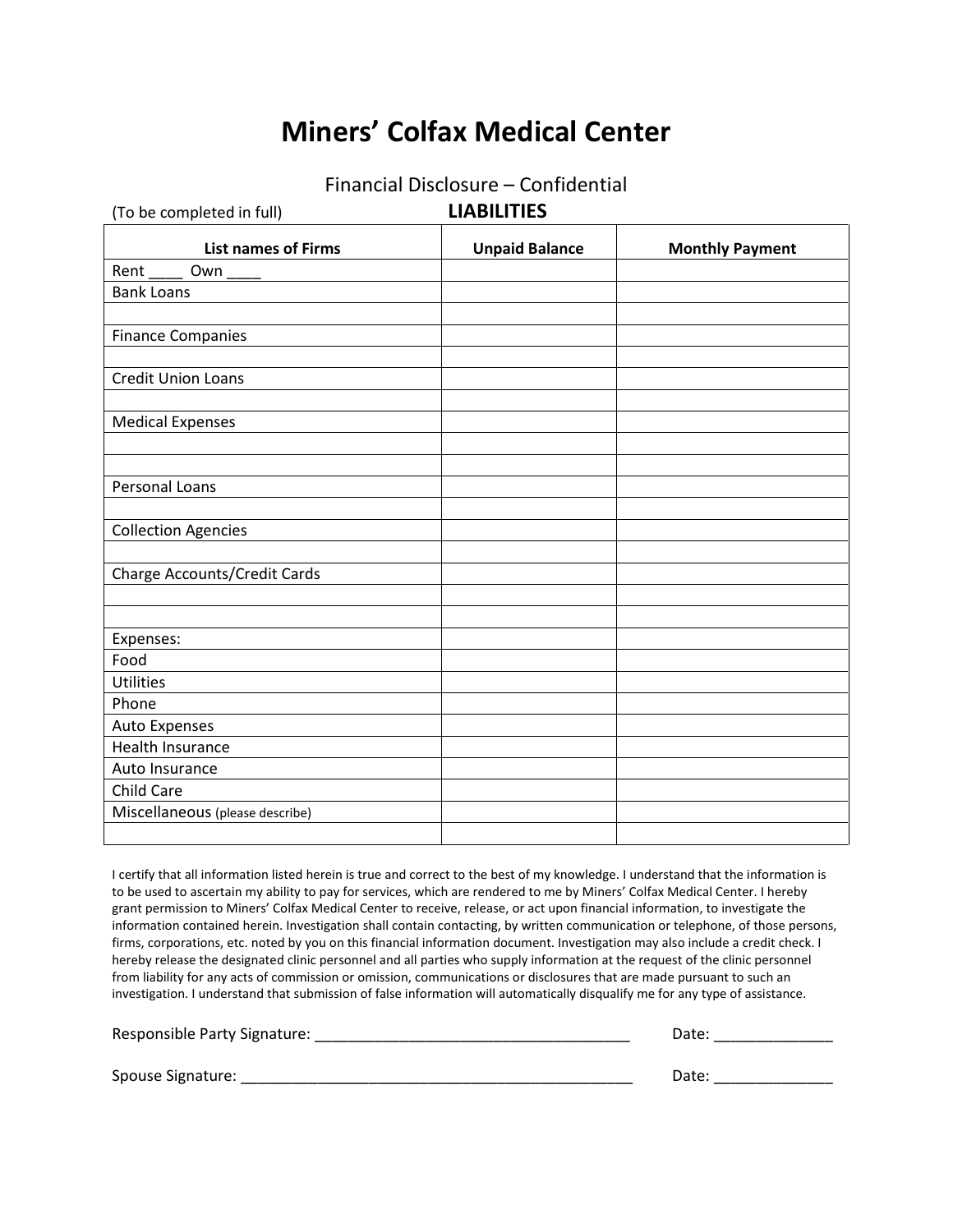# Miners' Colfax Medical Center

Financial Disclosure – Confidential

(To be completed in full) **LIABILITIES**

| **List names of Firms** | **Unpaid Balance** | **Monthly Payment** |
|---|---|---|
| Rent ____ Own ____ | | |
| Bank Loans | | |
| | | |
| Finance Companies | | |
| | | |
| Credit Union Loans | | |
| | | |
| Medical Expenses | | |
| | | |
| | | |
| Personal Loans | | |
| | | |
| Collection Agencies | | |
| | | |
| Charge Accounts/Credit Cards | | |
| | | |
| | | |
| Expenses: | | |
| Food | | |
| Utilities | | |
| Phone | | |
| Auto Expenses | | |
| Health Insurance | | |
| Auto Insurance | | |
| Child Care | | |
| Miscellaneous (please describe) | | |
| | | |

I certify that all information listed herein is true and correct to the best of my knowledge. I understand that the information is to be used to ascertain my ability to pay for services, which are rendered to me by Miners' Colfax Medical Center. I hereby grant permission to Miners' Colfax Medical Center to receive, release, or act upon financial information, to investigate the information contained herein. Investigation shall contain contacting, by written communication or telephone, of those persons, firms, corporations, etc. noted by you on this financial information document. Investigation may also include a credit check. I hereby release the designated clinic personnel and all parties who supply information at the request of the clinic personnel from liability for any acts of commission or omission, communications or disclosures that are made pursuant to such an investigation. I understand that submission of false information will automatically disqualify me for any type of assistance.

Responsible Party Signature: ______________________________________ Date: ______________

Spouse Signature: _______________________________________________ Date: ______________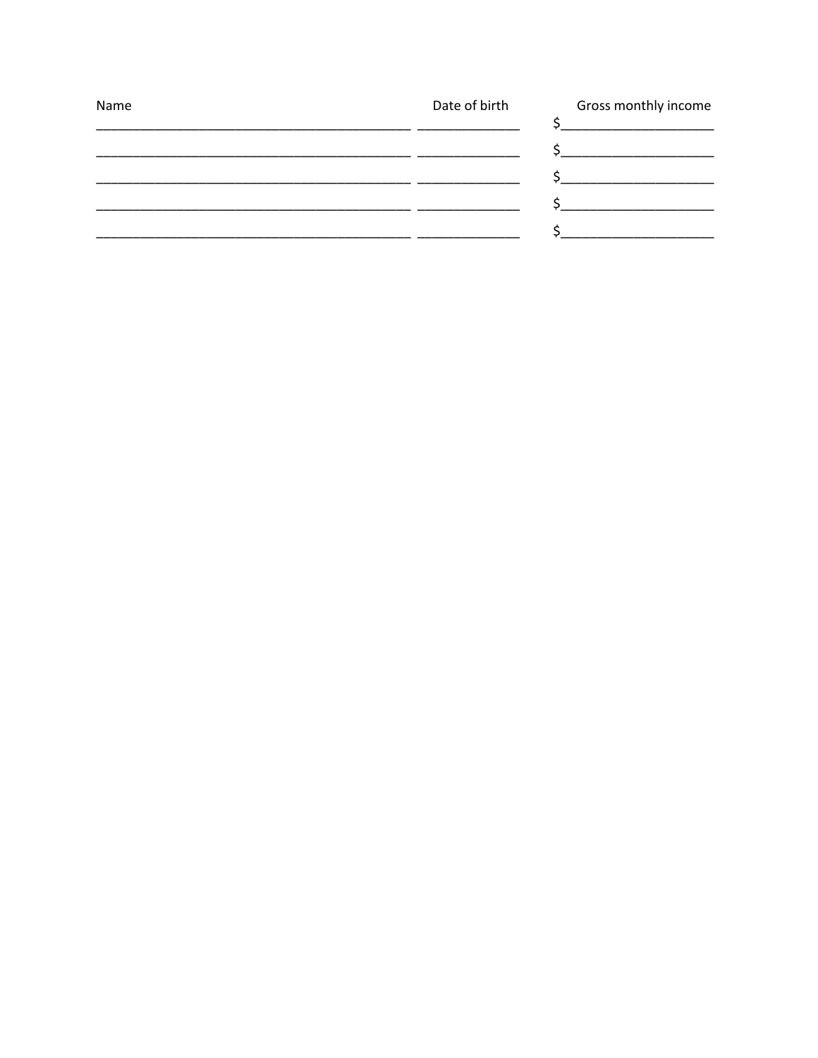| Name | Date of birth | Gross monthly income |
| --- | --- | --- |
| ______________________________________________ | _______________ | $______________________ |
| ______________________________________________ | _______________ | $______________________ |
| ______________________________________________ | _______________ | $______________________ |
| ______________________________________________ | _______________ | $______________________ |
| ______________________________________________ | _______________ | $______________________ |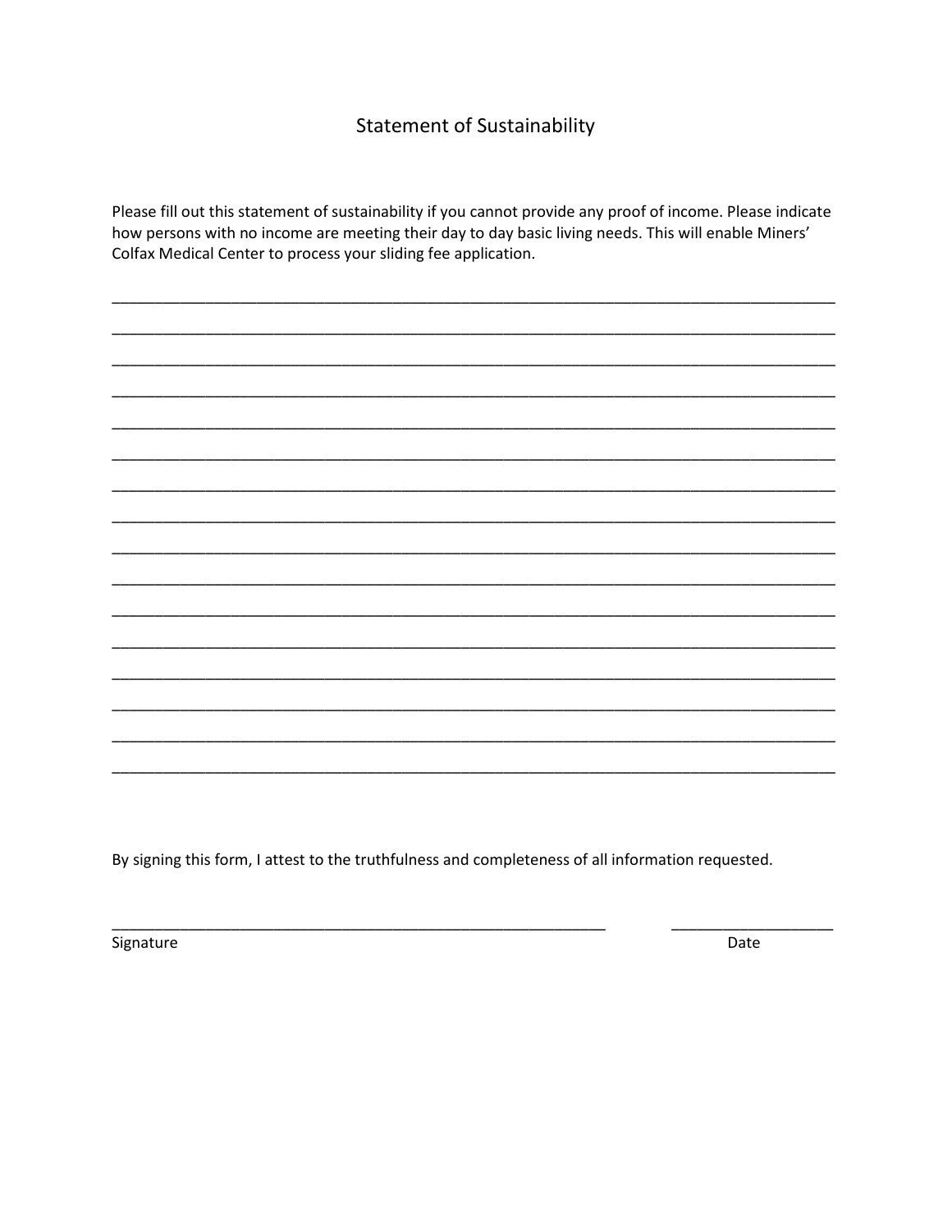## Statement of Sustainability

Please fill out this statement of sustainability if you cannot provide any proof of income. Please indicate how persons with no income are meeting their day to day basic living needs. This will enable Miners' Colfax Medical Center to process your sliding fee application.

\_\_\_\_\_\_\_\_\_\_\_\_\_\_\_\_\_\_\_\_\_\_\_\_\_\_\_\_\_\_\_\_\_\_\_\_\_\_\_\_\_\_\_\_\_\_\_\_\_\_\_\_\_\_\_\_\_\_\_\_\_\_\_\_\_\_\_\_\_\_\_\_\_\_\_\_\_\_\_\_\_\_\_\_

\_\_\_\_\_\_\_\_\_\_\_\_\_\_\_\_\_\_\_\_\_\_\_\_\_\_\_\_\_\_\_\_\_\_\_\_\_\_\_\_\_\_\_\_\_\_\_\_\_\_\_\_\_\_\_\_\_\_\_\_\_\_\_\_\_\_\_\_\_\_\_\_\_\_\_\_\_\_\_\_\_\_\_\_

\_\_\_\_\_\_\_\_\_\_\_\_\_\_\_\_\_\_\_\_\_\_\_\_\_\_\_\_\_\_\_\_\_\_\_\_\_\_\_\_\_\_\_\_\_\_\_\_\_\_\_\_\_\_\_\_\_\_\_\_\_\_\_\_\_\_\_\_\_\_\_\_\_\_\_\_\_\_\_\_\_\_\_\_

\_\_\_\_\_\_\_\_\_\_\_\_\_\_\_\_\_\_\_\_\_\_\_\_\_\_\_\_\_\_\_\_\_\_\_\_\_\_\_\_\_\_\_\_\_\_\_\_\_\_\_\_\_\_\_\_\_\_\_\_\_\_\_\_\_\_\_\_\_\_\_\_\_\_\_\_\_\_\_\_\_\_\_\_

\_\_\_\_\_\_\_\_\_\_\_\_\_\_\_\_\_\_\_\_\_\_\_\_\_\_\_\_\_\_\_\_\_\_\_\_\_\_\_\_\_\_\_\_\_\_\_\_\_\_\_\_\_\_\_\_\_\_\_\_\_\_\_\_\_\_\_\_\_\_\_\_\_\_\_\_\_\_\_\_\_\_\_\_

\_\_\_\_\_\_\_\_\_\_\_\_\_\_\_\_\_\_\_\_\_\_\_\_\_\_\_\_\_\_\_\_\_\_\_\_\_\_\_\_\_\_\_\_\_\_\_\_\_\_\_\_\_\_\_\_\_\_\_\_\_\_\_\_\_\_\_\_\_\_\_\_\_\_\_\_\_\_\_\_\_\_\_\_

\_\_\_\_\_\_\_\_\_\_\_\_\_\_\_\_\_\_\_\_\_\_\_\_\_\_\_\_\_\_\_\_\_\_\_\_\_\_\_\_\_\_\_\_\_\_\_\_\_\_\_\_\_\_\_\_\_\_\_\_\_\_\_\_\_\_\_\_\_\_\_\_\_\_\_\_\_\_\_\_\_\_\_\_

\_\_\_\_\_\_\_\_\_\_\_\_\_\_\_\_\_\_\_\_\_\_\_\_\_\_\_\_\_\_\_\_\_\_\_\_\_\_\_\_\_\_\_\_\_\_\_\_\_\_\_\_\_\_\_\_\_\_\_\_\_\_\_\_\_\_\_\_\_\_\_\_\_\_\_\_\_\_\_\_\_\_\_\_

\_\_\_\_\_\_\_\_\_\_\_\_\_\_\_\_\_\_\_\_\_\_\_\_\_\_\_\_\_\_\_\_\_\_\_\_\_\_\_\_\_\_\_\_\_\_\_\_\_\_\_\_\_\_\_\_\_\_\_\_\_\_\_\_\_\_\_\_\_\_\_\_\_\_\_\_\_\_\_\_\_\_\_\_

\_\_\_\_\_\_\_\_\_\_\_\_\_\_\_\_\_\_\_\_\_\_\_\_\_\_\_\_\_\_\_\_\_\_\_\_\_\_\_\_\_\_\_\_\_\_\_\_\_\_\_\_\_\_\_\_\_\_\_\_\_\_\_\_\_\_\_\_\_\_\_\_\_\_\_\_\_\_\_\_\_\_\_\_

\_\_\_\_\_\_\_\_\_\_\_\_\_\_\_\_\_\_\_\_\_\_\_\_\_\_\_\_\_\_\_\_\_\_\_\_\_\_\_\_\_\_\_\_\_\_\_\_\_\_\_\_\_\_\_\_\_\_\_\_\_\_\_\_\_\_\_\_\_\_\_\_\_\_\_\_\_\_\_\_\_\_\_\_

\_\_\_\_\_\_\_\_\_\_\_\_\_\_\_\_\_\_\_\_\_\_\_\_\_\_\_\_\_\_\_\_\_\_\_\_\_\_\_\_\_\_\_\_\_\_\_\_\_\_\_\_\_\_\_\_\_\_\_\_\_\_\_\_\_\_\_\_\_\_\_\_\_\_\_\_\_\_\_\_\_\_\_\_

\_\_\_\_\_\_\_\_\_\_\_\_\_\_\_\_\_\_\_\_\_\_\_\_\_\_\_\_\_\_\_\_\_\_\_\_\_\_\_\_\_\_\_\_\_\_\_\_\_\_\_\_\_\_\_\_\_\_\_\_\_\_\_\_\_\_\_\_\_\_\_\_\_\_\_\_\_\_\_\_\_\_\_\_

\_\_\_\_\_\_\_\_\_\_\_\_\_\_\_\_\_\_\_\_\_\_\_\_\_\_\_\_\_\_\_\_\_\_\_\_\_\_\_\_\_\_\_\_\_\_\_\_\_\_\_\_\_\_\_\_\_\_\_\_\_\_\_\_\_\_\_\_\_\_\_\_\_\_\_\_\_\_\_\_\_\_\_\_

\_\_\_\_\_\_\_\_\_\_\_\_\_\_\_\_\_\_\_\_\_\_\_\_\_\_\_\_\_\_\_\_\_\_\_\_\_\_\_\_\_\_\_\_\_\_\_\_\_\_\_\_\_\_\_\_\_\_\_\_\_\_\_\_\_\_\_\_\_\_\_\_\_\_\_\_\_\_\_\_\_\_\_\_

\_\_\_\_\_\_\_\_\_\_\_\_\_\_\_\_\_\_\_\_\_\_\_\_\_\_\_\_\_\_\_\_\_\_\_\_\_\_\_\_\_\_\_\_\_\_\_\_\_\_\_\_\_\_\_\_\_\_\_\_\_\_\_\_\_\_\_\_\_\_\_\_\_\_\_\_\_\_\_\_\_\_\_\_

By signing this form, I attest to the truthfulness and completeness of all information requested.

\_\_\_\_\_\_\_\_\_\_\_\_\_\_\_\_\_\_\_\_\_\_\_\_\_\_\_\_\_\_\_\_\_\_\_\_\_\_\_\_\_\_\_\_\_\_\_\_\_\_\_\_\_\_\_\_\_\_ &nbsp;&nbsp;&nbsp;&nbsp; \_\_\_\_\_\_\_\_\_\_\_\_\_\_\_\_\_\_\_

Signature &nbsp;&nbsp;&nbsp;&nbsp; Date